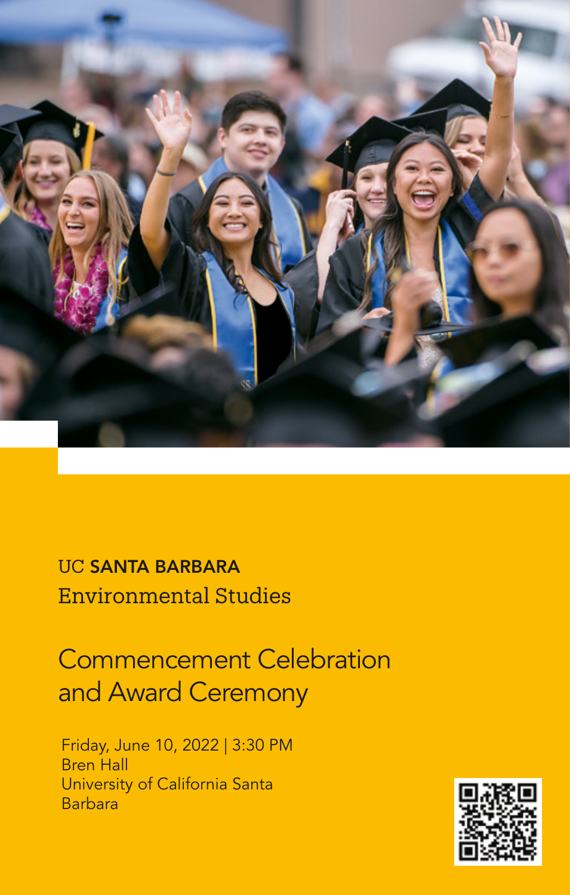UC **SANTA BARBARA**

Environmental Studies

# Commencement Celebration and Award Ceremony

Friday, June 10, 2022 | 3:30 PM
Bren Hall
University of California Santa Barbara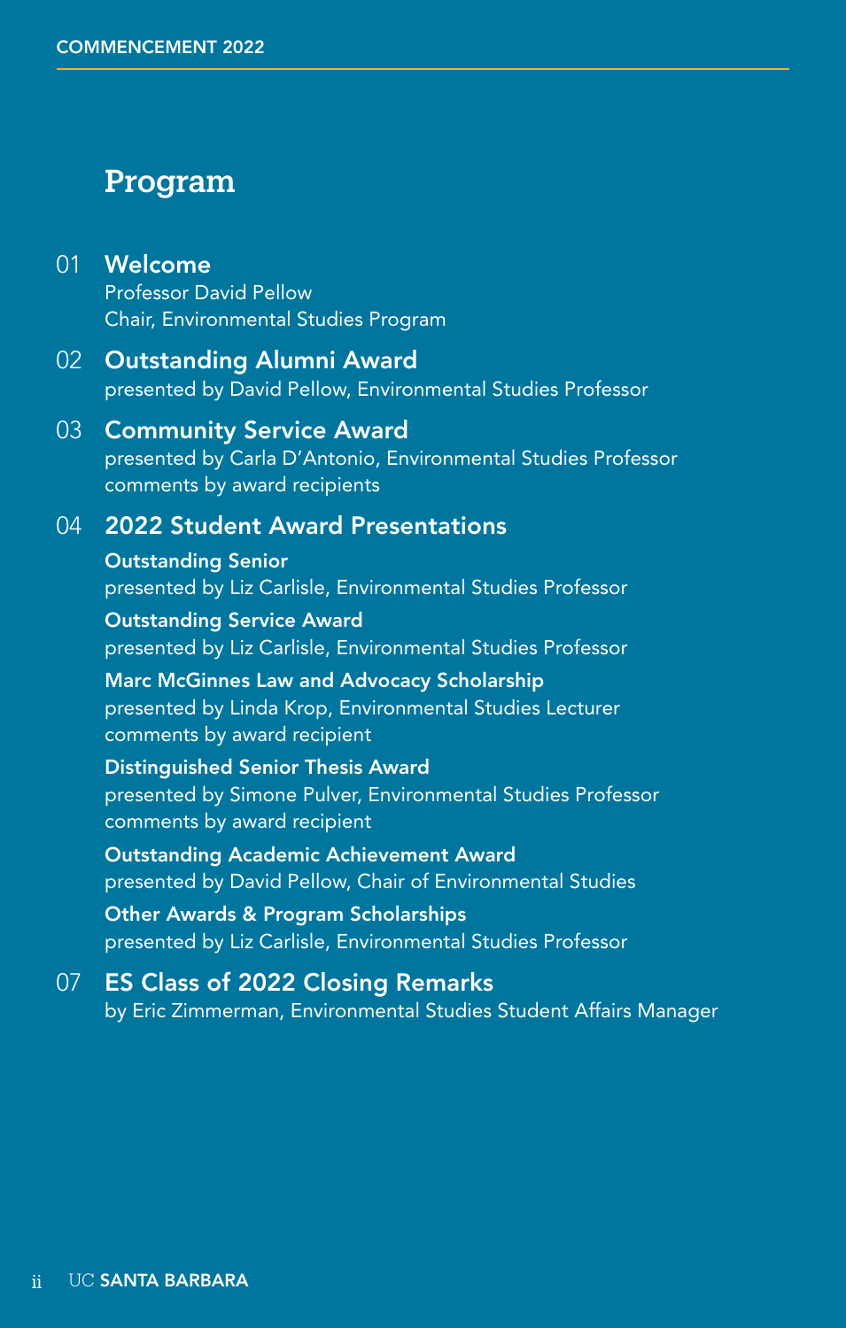# Program

01 **Welcome**
Professor David Pellow
Chair, Environmental Studies Program

02 **Outstanding Alumni Award**
presented by David Pellow, Environmental Studies Professor

03 **Community Service Award**
presented by Carla D'Antonio, Environmental Studies Professor
comments by award recipients

04 **2022 Student Award Presentations**

**Outstanding Senior**
presented by Liz Carlisle, Environmental Studies Professor

**Outstanding Service Award**
presented by Liz Carlisle, Environmental Studies Professor

**Marc McGinnes Law and Advocacy Scholarship**
presented by Linda Krop, Environmental Studies Lecturer
comments by award recipient

**Distinguished Senior Thesis Award**
presented by Simone Pulver, Environmental Studies Professor
comments by award recipient

**Outstanding Academic Achievement Award**
presented by David Pellow, Chair of Environmental Studies

**Other Awards & Program Scholarships**
presented by Liz Carlisle, Environmental Studies Professor

07 **ES Class of 2022 Closing Remarks**
by Eric Zimmerman, Environmental Studies Student Affairs Manager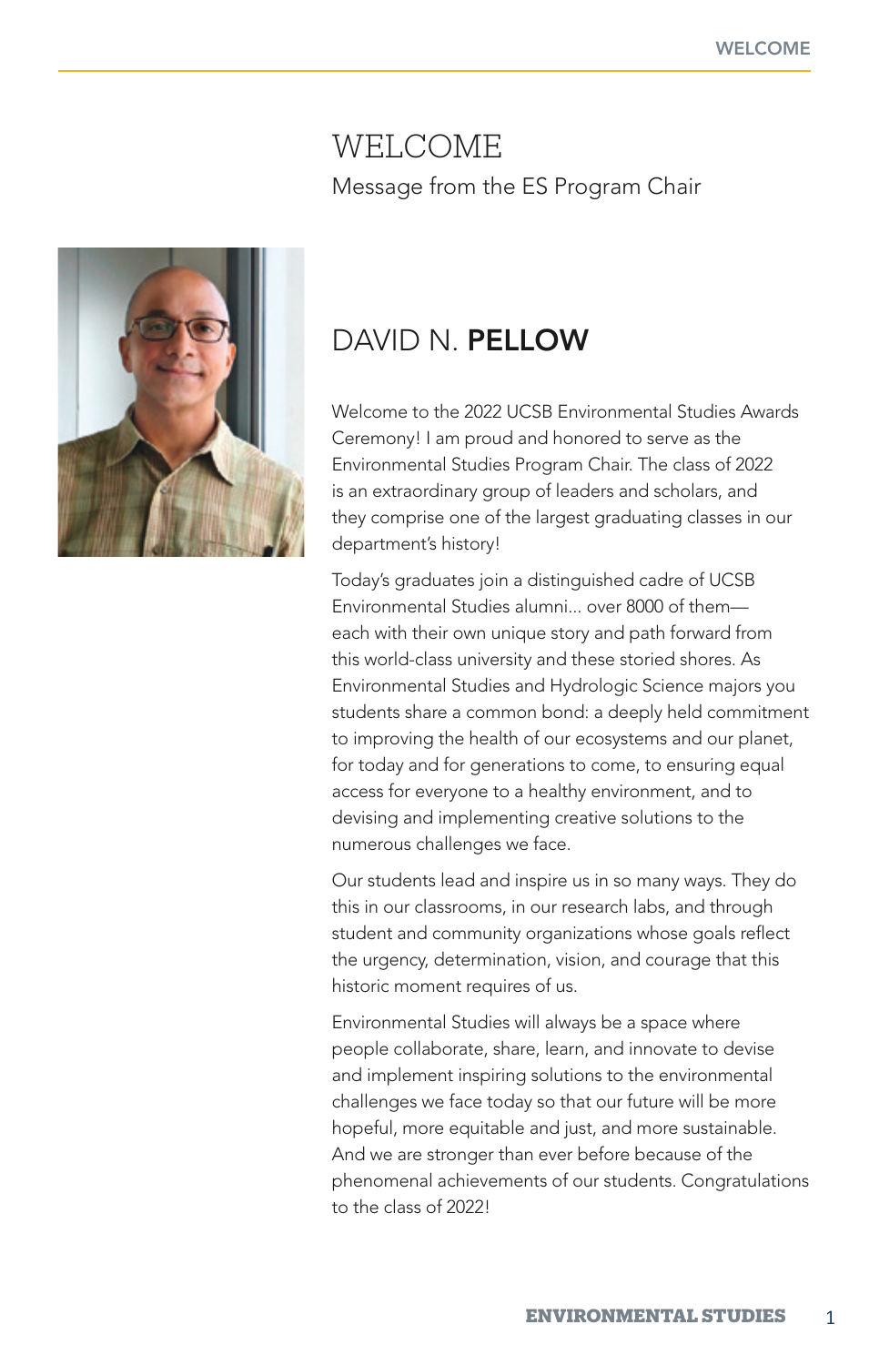# WELCOME

Message from the ES Program Chair

## DAVID N. **PELLOW**

Welcome to the 2022 UCSB Environmental Studies Awards Ceremony! I am proud and honored to serve as the Environmental Studies Program Chair. The class of 2022 is an extraordinary group of leaders and scholars, and they comprise one of the largest graduating classes in our department's history!

Today's graduates join a distinguished cadre of UCSB Environmental Studies alumni... over 8000 of them—each with their own unique story and path forward from this world-class university and these storied shores. As Environmental Studies and Hydrologic Science majors you students share a common bond: a deeply held commitment to improving the health of our ecosystems and our planet, for today and for generations to come, to ensuring equal access for everyone to a healthy environment, and to devising and implementing creative solutions to the numerous challenges we face.

Our students lead and inspire us in so many ways. They do this in our classrooms, in our research labs, and through student and community organizations whose goals reflect the urgency, determination, vision, and courage that this historic moment requires of us.

Environmental Studies will always be a space where people collaborate, share, learn, and innovate to devise and implement inspiring solutions to the environmental challenges we face today so that our future will be more hopeful, more equitable and just, and more sustainable. And we are stronger than ever before because of the phenomenal achievements of our students. Congratulations to the class of 2022!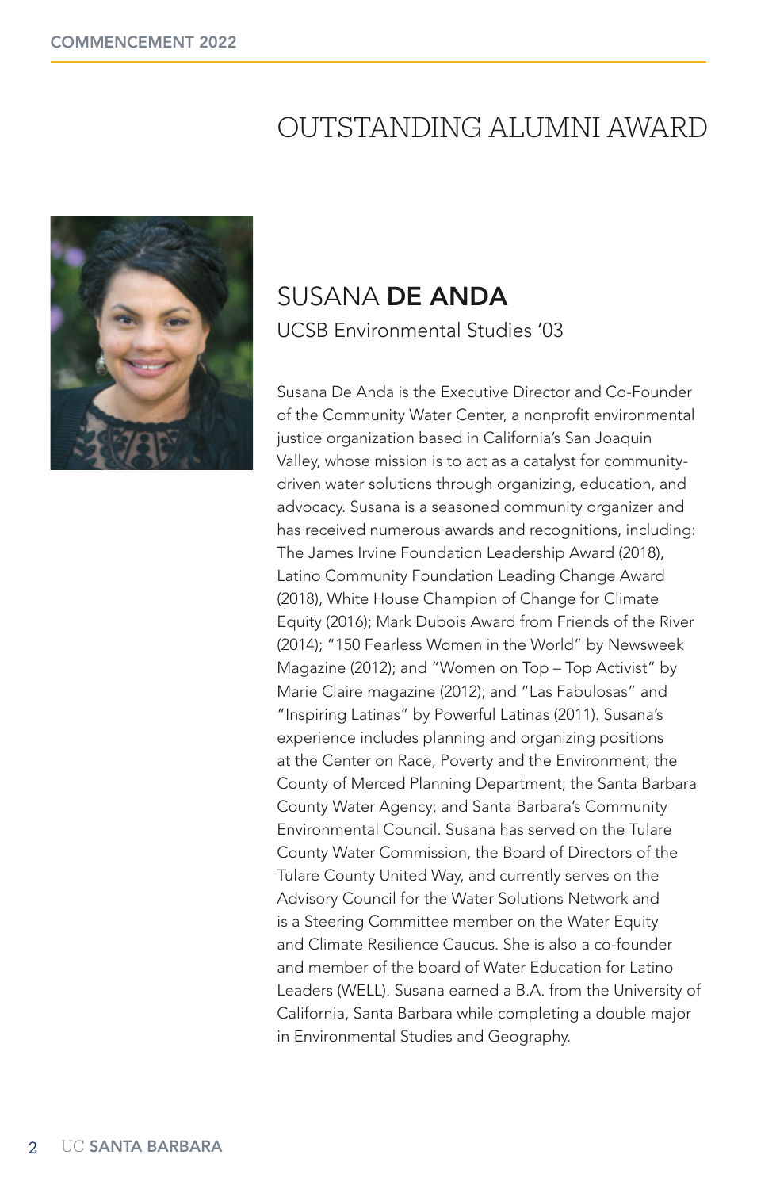# OUTSTANDING ALUMNI AWARD

## SUSANA **DE ANDA**

UCSB Environmental Studies '03

Susana De Anda is the Executive Director and Co-Founder of the Community Water Center, a nonprofit environmental justice organization based in California's San Joaquin Valley, whose mission is to act as a catalyst for community-driven water solutions through organizing, education, and advocacy. Susana is a seasoned community organizer and has received numerous awards and recognitions, including: The James Irvine Foundation Leadership Award (2018), Latino Community Foundation Leading Change Award (2018), White House Champion of Change for Climate Equity (2016); Mark Dubois Award from Friends of the River (2014); "150 Fearless Women in the World" by Newsweek Magazine (2012); and "Women on Top – Top Activist" by Marie Claire magazine (2012); and "Las Fabulosas" and "Inspiring Latinas" by Powerful Latinas (2011). Susana's experience includes planning and organizing positions at the Center on Race, Poverty and the Environment; the County of Merced Planning Department; the Santa Barbara County Water Agency; and Santa Barbara's Community Environmental Council. Susana has served on the Tulare County Water Commission, the Board of Directors of the Tulare County United Way, and currently serves on the Advisory Council for the Water Solutions Network and is a Steering Committee member on the Water Equity and Climate Resilience Caucus. She is also a co-founder and member of the board of Water Education for Latino Leaders (WELL). Susana earned a B.A. from the University of California, Santa Barbara while completing a double major in Environmental Studies and Geography.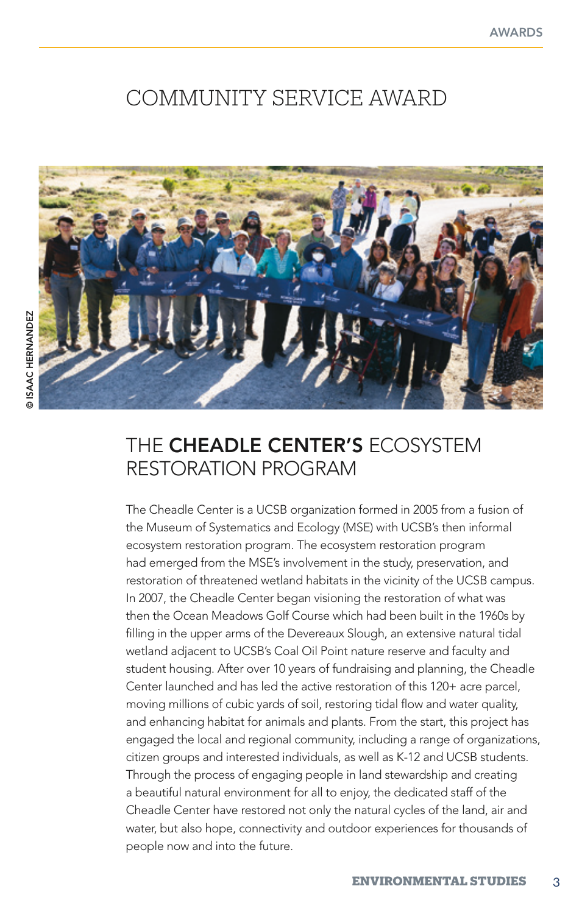# COMMUNITY SERVICE AWARD

© ISAAC HERNANDEZ

## THE **CHEADLE CENTER'S** ECOSYSTEM RESTORATION PROGRAM

The Cheadle Center is a UCSB organization formed in 2005 from a fusion of the Museum of Systematics and Ecology (MSE) with UCSB's then informal ecosystem restoration program. The ecosystem restoration program had emerged from the MSE's involvement in the study, preservation, and restoration of threatened wetland habitats in the vicinity of the UCSB campus. In 2007, the Cheadle Center began visioning the restoration of what was then the Ocean Meadows Golf Course which had been built in the 1960s by filling in the upper arms of the Devereaux Slough, an extensive natural tidal wetland adjacent to UCSB's Coal Oil Point nature reserve and faculty and student housing. After over 10 years of fundraising and planning, the Cheadle Center launched and has led the active restoration of this 120+ acre parcel, moving millions of cubic yards of soil, restoring tidal flow and water quality, and enhancing habitat for animals and plants. From the start, this project has engaged the local and regional community, including a range of organizations, citizen groups and interested individuals, as well as K-12 and UCSB students. Through the process of engaging people in land stewardship and creating a beautiful natural environment for all to enjoy, the dedicated staff of the Cheadle Center have restored not only the natural cycles of the land, air and water, but also hope, connectivity and outdoor experiences for thousands of people now and into the future.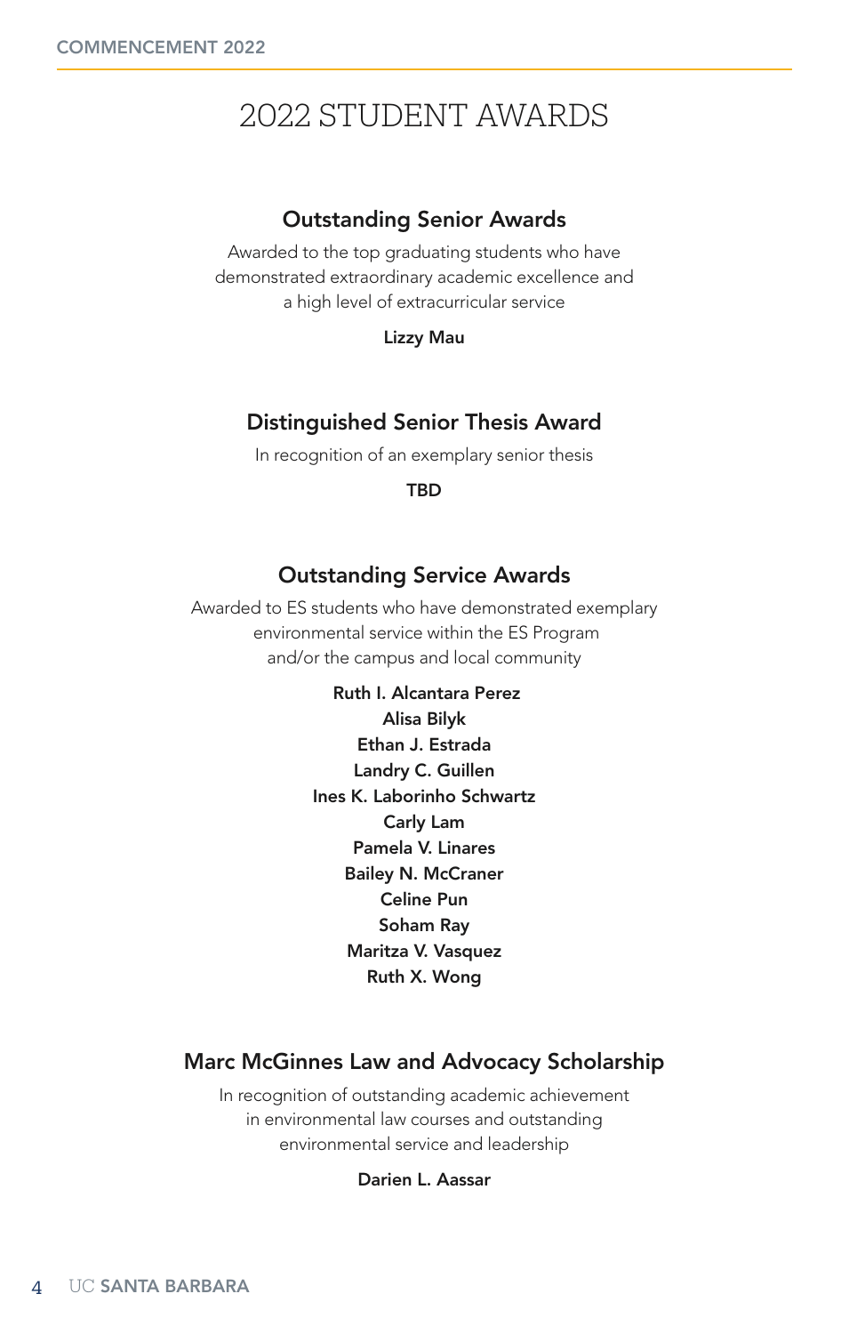# 2022 STUDENT AWARDS

## Outstanding Senior Awards

Awarded to the top graduating students who have demonstrated extraordinary academic excellence and a high level of extracurricular service

**Lizzy Mau**

## Distinguished Senior Thesis Award

In recognition of an exemplary senior thesis

**TBD**

## Outstanding Service Awards

Awarded to ES students who have demonstrated exemplary environmental service within the ES Program and/or the campus and local community

**Ruth I. Alcantara Perez**
**Alisa Bilyk**
**Ethan J. Estrada**
**Landry C. Guillen**
**Ines K. Laborinho Schwartz**
**Carly Lam**
**Pamela V. Linares**
**Bailey N. McCraner**
**Celine Pun**
**Soham Ray**
**Maritza V. Vasquez**
**Ruth X. Wong**

## Marc McGinnes Law and Advocacy Scholarship

In recognition of outstanding academic achievement in environmental law courses and outstanding environmental service and leadership

**Darien L. Aassar**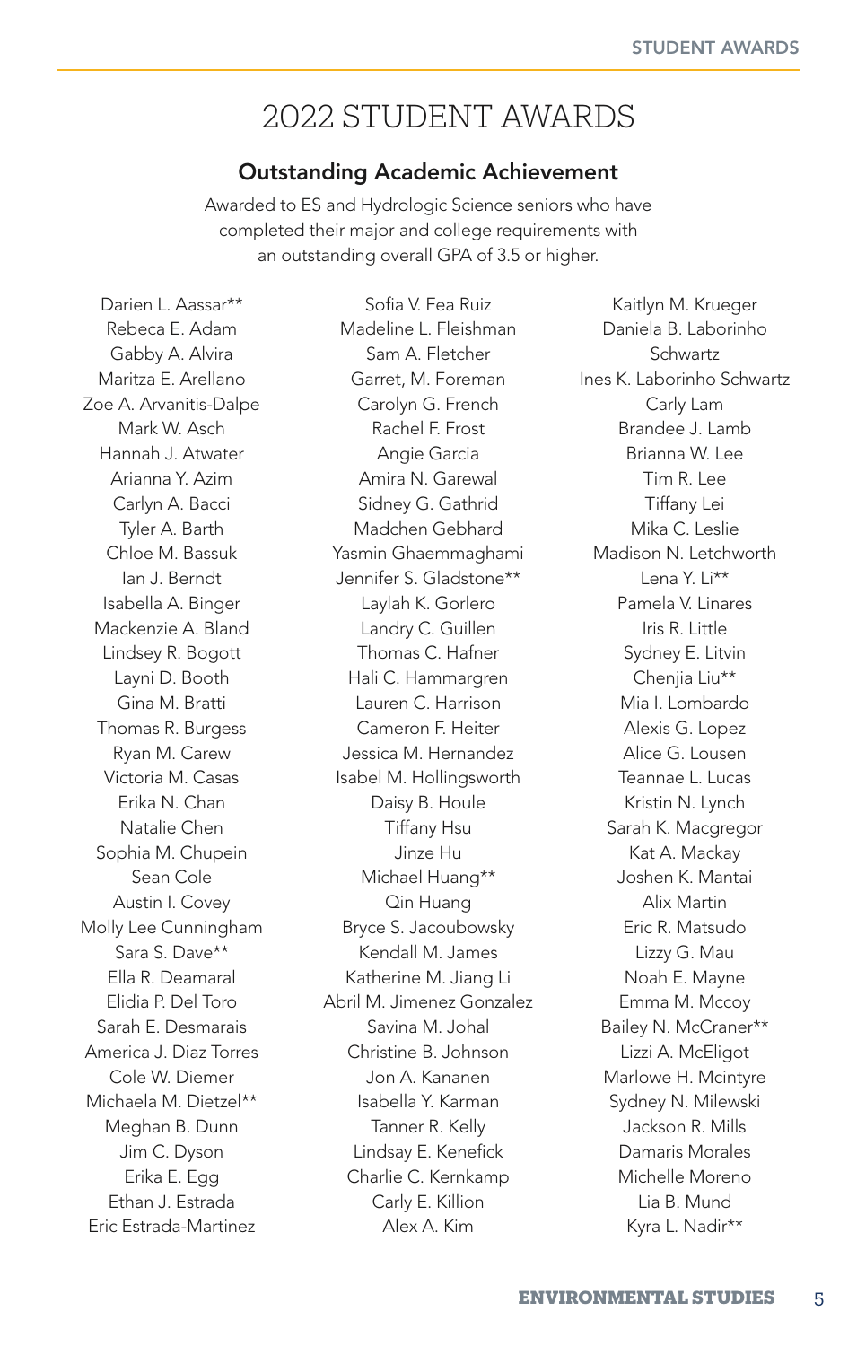# 2022 STUDENT AWARDS

## Outstanding Academic Achievement

Awarded to ES and Hydrologic Science seniors who have completed their major and college requirements with an outstanding overall GPA of 3.5 or higher.

Darien L. Aassar**
Rebeca E. Adam
Gabby A. Alvira
Maritza E. Arellano
Zoe A. Arvanitis-Dalpe
Mark W. Asch
Hannah J. Atwater
Arianna Y. Azim
Carlyn A. Bacci
Tyler A. Barth
Chloe M. Bassuk
Ian J. Berndt
Isabella A. Binger
Mackenzie A. Bland
Lindsey R. Bogott
Layni D. Booth
Gina M. Bratti
Thomas R. Burgess
Ryan M. Carew
Victoria M. Casas
Erika N. Chan
Natalie Chen
Sophia M. Chupein
Sean Cole
Austin I. Covey
Molly Lee Cunningham
Sara S. Dave**
Ella R. Deamaral
Elidia P. Del Toro
Sarah E. Desmarais
America J. Diaz Torres
Cole W. Diemer
Michaela M. Dietzel**
Meghan B. Dunn
Jim C. Dyson
Erika E. Egg
Ethan J. Estrada
Eric Estrada-Martinez
Sofia V. Fea Ruiz
Madeline L. Fleishman
Sam A. Fletcher
Garret, M. Foreman
Carolyn G. French
Rachel F. Frost
Angie Garcia
Amira N. Garewal
Sidney G. Gathrid
Madchen Gebhard
Yasmin Ghaemmaghami
Jennifer S. Gladstone**
Laylah K. Gorlero
Landry C. Guillen
Thomas C. Hafner
Hali C. Hammargren
Lauren C. Harrison
Cameron F. Heiter
Jessica M. Hernandez
Isabel M. Hollingsworth
Daisy B. Houle
Tiffany Hsu
Jinze Hu
Michael Huang**
Qin Huang
Bryce S. Jacoubowsky
Kendall M. James
Katherine M. Jiang Li
Abril M. Jimenez Gonzalez
Savina M. Johal
Christine B. Johnson
Jon A. Kananen
Isabella Y. Karman
Tanner R. Kelly
Lindsay E. Kenefick
Charlie C. Kernkamp
Carly E. Killion
Alex A. Kim
Kaitlyn M. Krueger
Daniela B. Laborinho Schwartz
Ines K. Laborinho Schwartz
Carly Lam
Brandee J. Lamb
Brianna W. Lee
Tim R. Lee
Tiffany Lei
Mika C. Leslie
Madison N. Letchworth
Lena Y. Li**
Pamela V. Linares
Iris R. Little
Sydney E. Litvin
Chenjia Liu**
Mia I. Lombardo
Alexis G. Lopez
Alice G. Lousen
Teannae L. Lucas
Kristin N. Lynch
Sarah K. Macgregor
Kat A. Mackay
Joshen K. Mantai
Alix Martin
Eric R. Matsudo
Lizzy G. Mau
Noah E. Mayne
Emma M. Mccoy
Bailey N. McCraner**
Lizzi A. McEligot
Marlowe H. Mcintyre
Sydney N. Milewski
Jackson R. Mills
Damaris Morales
Michelle Moreno
Lia B. Mund
Kyra L. Nadir**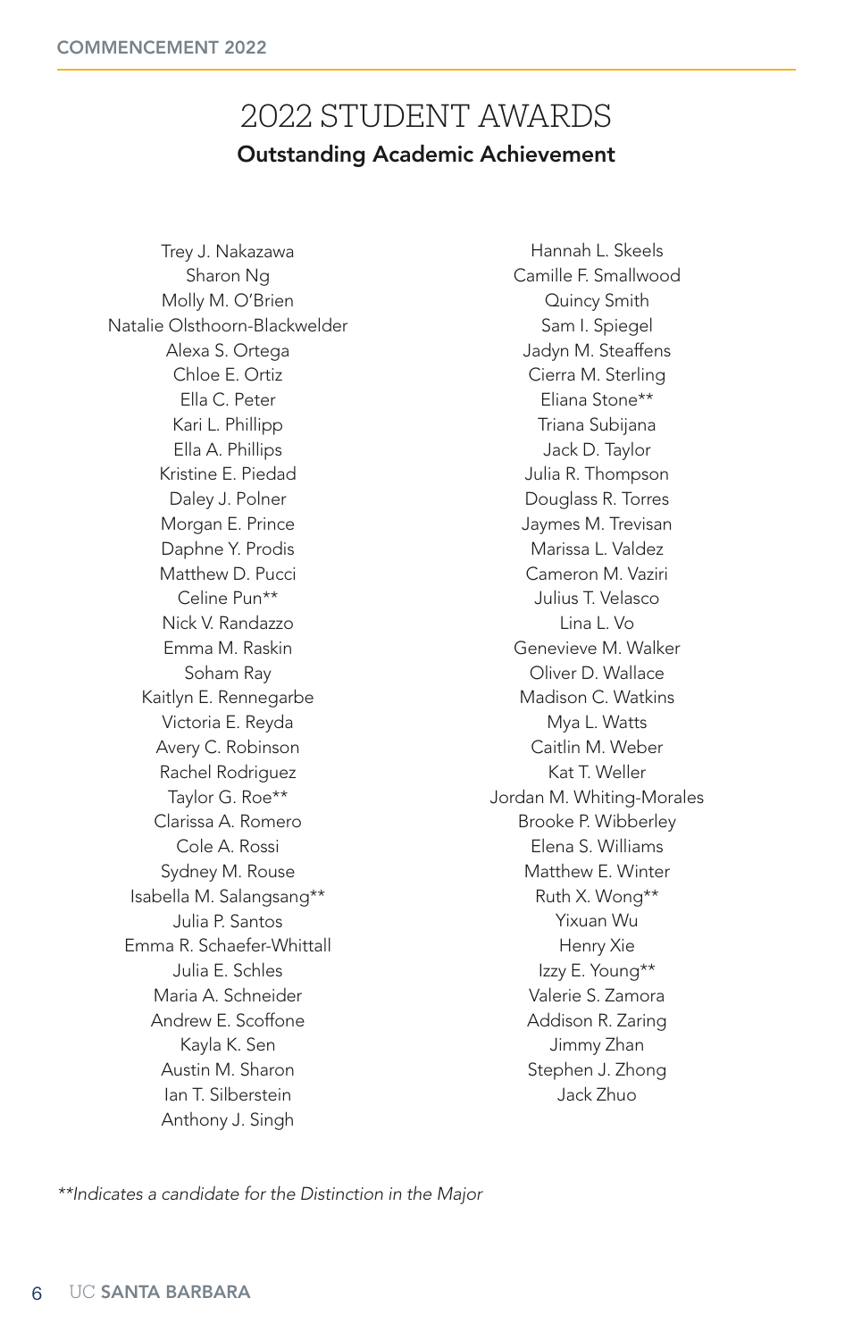# 2022 STUDENT AWARDS

## Outstanding Academic Achievement

Trey J. Nakazawa
Sharon Ng
Molly M. O'Brien
Natalie Olsthoorn-Blackwelder
Alexa S. Ortega
Chloe E. Ortiz
Ella C. Peter
Kari L. Phillipp
Ella A. Phillips
Kristine E. Piedad
Daley J. Polner
Morgan E. Prince
Daphne Y. Prodis
Matthew D. Pucci
Celine Pun**
Nick V. Randazzo
Emma M. Raskin
Soham Ray
Kaitlyn E. Rennegarbe
Victoria E. Reyda
Avery C. Robinson
Rachel Rodriguez
Taylor G. Roe**
Clarissa A. Romero
Cole A. Rossi
Sydney M. Rouse
Isabella M. Salangsang**
Julia P. Santos
Emma R. Schaefer-Whittall
Julia E. Schles
Maria A. Schneider
Andrew E. Scoffone
Kayla K. Sen
Austin M. Sharon
Ian T. Silberstein
Anthony J. Singh
Hannah L. Skeels
Camille F. Smallwood
Quincy Smith
Sam I. Spiegel
Jadyn M. Steaffens
Cierra M. Sterling
Eliana Stone**
Triana Subijana
Jack D. Taylor
Julia R. Thompson
Douglass R. Torres
Jaymes M. Trevisan
Marissa L. Valdez
Cameron M. Vaziri
Julius T. Velasco
Lina L. Vo
Genevieve M. Walker
Oliver D. Wallace
Madison C. Watkins
Mya L. Watts
Caitlin M. Weber
Kat T. Weller
Jordan M. Whiting-Morales
Brooke P. Wibberley
Elena S. Williams
Matthew E. Winter
Ruth X. Wong**
Yixuan Wu
Henry Xie
Izzy E. Young**
Valerie S. Zamora
Addison R. Zaring
Jimmy Zhan
Stephen J. Zhong
Jack Zhuo

*\*\*Indicates a candidate for the Distinction in the Major*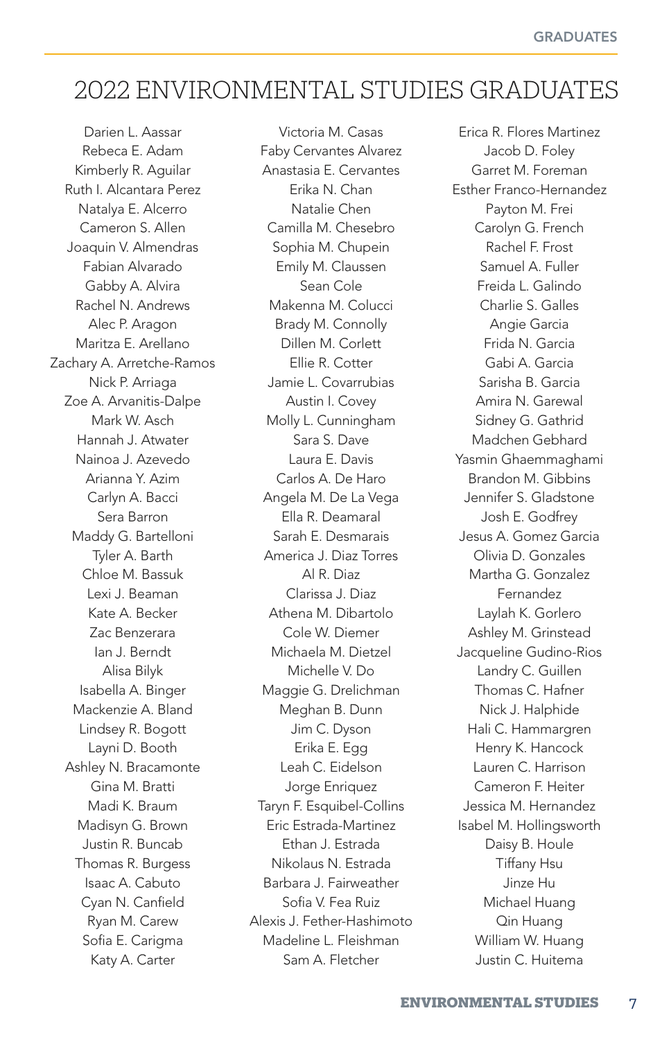# 2022 ENVIRONMENTAL STUDIES GRADUATES

Darien L. Aassar
Rebeca E. Adam
Kimberly R. Aguilar
Ruth I. Alcantara Perez
Natalya E. Alcerro
Cameron S. Allen
Joaquin V. Almendras
Fabian Alvarado
Gabby A. Alvira
Rachel N. Andrews
Alec P. Aragon
Maritza E. Arellano
Zachary A. Arretche-Ramos
Nick P. Arriaga
Zoe A. Arvanitis-Dalpe
Mark W. Asch
Hannah J. Atwater
Nainoa J. Azevedo
Arianna Y. Azim
Carlyn A. Bacci
Sera Barron
Maddy G. Bartelloni
Tyler A. Barth
Chloe M. Bassuk
Lexi J. Beaman
Kate A. Becker
Zac Benzerara
Ian J. Berndt
Alisa Bilyk
Isabella A. Binger
Mackenzie A. Bland
Lindsey R. Bogott
Layni D. Booth
Ashley N. Bracamonte
Gina M. Bratti
Madi K. Braum
Madisyn G. Brown
Justin R. Buncab
Thomas R. Burgess
Isaac A. Cabuto
Cyan N. Canfield
Ryan M. Carew
Sofia E. Carigma
Katy A. Carter

Victoria M. Casas
Faby Cervantes Alvarez
Anastasia E. Cervantes
Erika N. Chan
Natalie Chen
Camilla M. Chesebro
Sophia M. Chupein
Emily M. Claussen
Sean Cole
Makenna M. Colucci
Brady M. Connolly
Dillen M. Corlett
Ellie R. Cotter
Jamie L. Covarrubias
Austin I. Covey
Molly L. Cunningham
Sara S. Dave
Laura E. Davis
Carlos A. De Haro
Angela M. De La Vega
Ella R. Deamaral
Sarah E. Desmarais
America J. Diaz Torres
Al R. Diaz
Clarissa J. Diaz
Athena M. Dibartolo
Cole W. Diemer
Michaela M. Dietzel
Michelle V. Do
Maggie G. Drelichman
Meghan B. Dunn
Jim C. Dyson
Erika E. Egg
Leah C. Eidelson
Jorge Enriquez
Taryn F. Esquibel-Collins
Eric Estrada-Martinez
Ethan J. Estrada
Nikolaus N. Estrada
Barbara J. Fairweather
Sofia V. Fea Ruiz
Alexis J. Fether-Hashimoto
Madeline L. Fleishman
Sam A. Fletcher

Erica R. Flores Martinez
Jacob D. Foley
Garret M. Foreman
Esther Franco-Hernandez
Payton M. Frei
Carolyn G. French
Rachel F. Frost
Samuel A. Fuller
Freida L. Galindo
Charlie S. Galles
Angie Garcia
Frida N. Garcia
Gabi A. Garcia
Sarisha B. Garcia
Amira N. Garewal
Sidney G. Gathrid
Madchen Gebhard
Yasmin Ghaemmaghami
Brandon M. Gibbins
Jennifer S. Gladstone
Josh E. Godfrey
Jesus A. Gomez Garcia
Olivia D. Gonzales
Martha G. Gonzalez Fernandez
Laylah K. Gorlero
Ashley M. Grinstead
Jacqueline Gudino-Rios
Landry C. Guillen
Thomas C. Hafner
Nick J. Halphide
Hali C. Hammargren
Henry K. Hancock
Lauren C. Harrison
Cameron F. Heiter
Jessica M. Hernandez
Isabel M. Hollingsworth
Daisy B. Houle
Tiffany Hsu
Jinze Hu
Michael Huang
Qin Huang
William W. Huang
Justin C. Huitema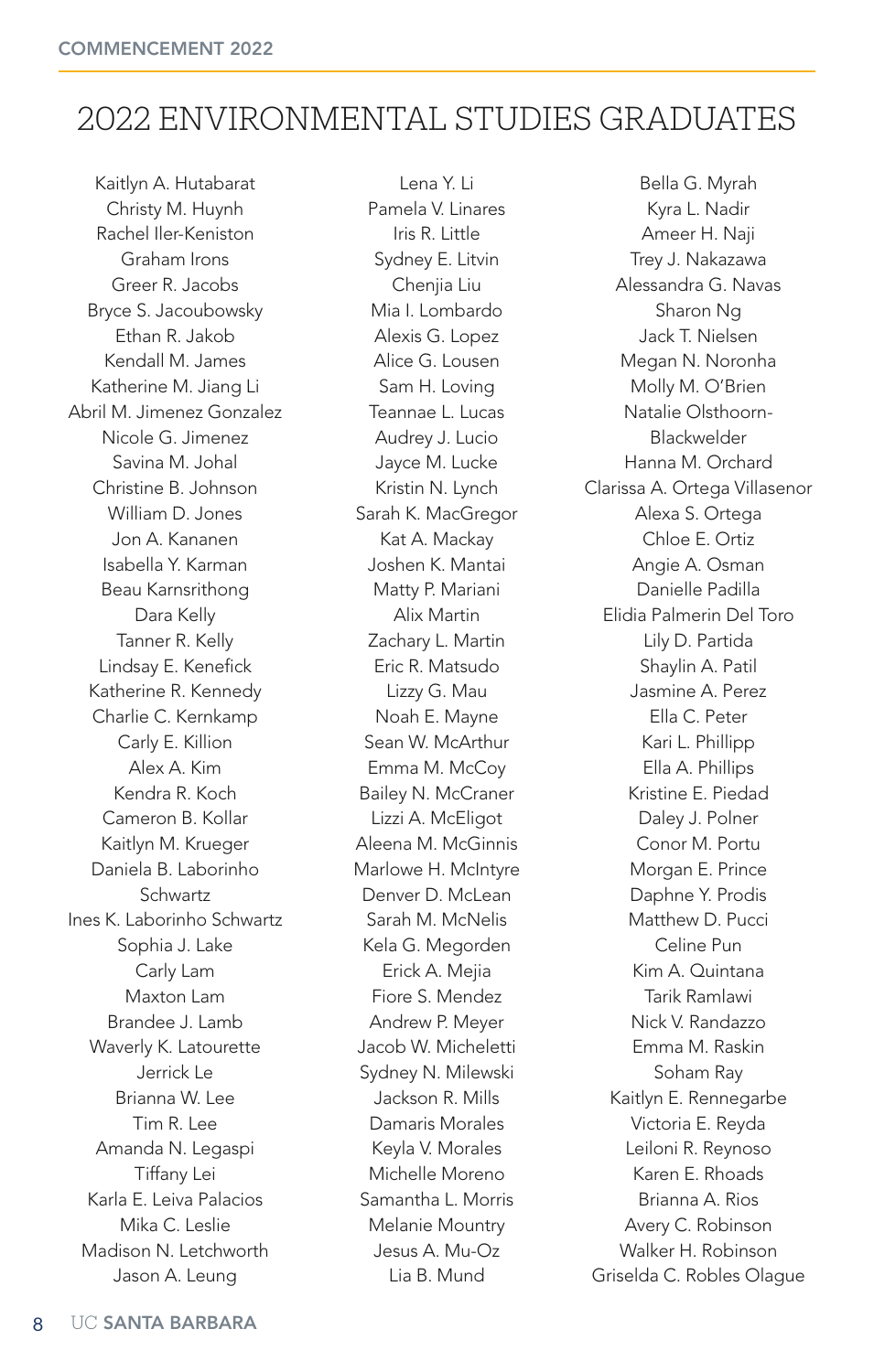# 2022 ENVIRONMENTAL STUDIES GRADUATES

Kaitlyn A. Hutabarat
Christy M. Huynh
Rachel Iler-Keniston
Graham Irons
Greer R. Jacobs
Bryce S. Jacoubowsky
Ethan R. Jakob
Kendall M. James
Katherine M. Jiang Li
Abril M. Jimenez Gonzalez
Nicole G. Jimenez
Savina M. Johal
Christine B. Johnson
William D. Jones
Jon A. Kananen
Isabella Y. Karman
Beau Karnsrithong
Dara Kelly
Tanner R. Kelly
Lindsay E. Kenefick
Katherine R. Kennedy
Charlie C. Kernkamp
Carly E. Killion
Alex A. Kim
Kendra R. Koch
Cameron B. Kollar
Kaitlyn M. Krueger
Daniela B. Laborinho Schwartz
Ines K. Laborinho Schwartz
Sophia J. Lake
Carly Lam
Maxton Lam
Brandee J. Lamb
Waverly K. Latourette
Jerrick Le
Brianna W. Lee
Tim R. Lee
Amanda N. Legaspi
Tiffany Lei
Karla E. Leiva Palacios
Mika C. Leslie
Madison N. Letchworth
Jason A. Leung
Lena Y. Li
Pamela V. Linares
Iris R. Little
Sydney E. Litvin
Chenjia Liu
Mia I. Lombardo
Alexis G. Lopez
Alice G. Lousen
Sam H. Loving
Teannae L. Lucas
Audrey J. Lucio
Jayce M. Lucke
Kristin N. Lynch
Sarah K. MacGregor
Kat A. Mackay
Joshen K. Mantai
Matty P. Mariani
Alix Martin
Zachary L. Martin
Eric R. Matsudo
Lizzy G. Mau
Noah E. Mayne
Sean W. McArthur
Emma M. McCoy
Bailey N. McCraner
Lizzi A. McEligot
Aleena M. McGinnis
Marlowe H. McIntyre
Denver D. McLean
Sarah M. McNelis
Kela G. Megorden
Erick A. Mejia
Fiore S. Mendez
Andrew P. Meyer
Jacob W. Micheletti
Sydney N. Milewski
Jackson R. Mills
Damaris Morales
Keyla V. Morales
Michelle Moreno
Samantha L. Morris
Melanie Mountry
Jesus A. Mu-Oz
Lia B. Mund
Bella G. Myrah
Kyra L. Nadir
Ameer H. Naji
Trey J. Nakazawa
Alessandra G. Navas
Sharon Ng
Jack T. Nielsen
Megan N. Noronha
Molly M. O'Brien
Natalie Olsthoorn-Blackwelder
Hanna M. Orchard
Clarissa A. Ortega Villasenor
Alexa S. Ortega
Chloe E. Ortiz
Angie A. Osman
Danielle Padilla
Elidia Palmerin Del Toro
Lily D. Partida
Shaylin A. Patil
Jasmine A. Perez
Ella C. Peter
Kari L. Phillipp
Ella A. Phillips
Kristine E. Piedad
Daley J. Polner
Conor M. Portu
Morgan E. Prince
Daphne Y. Prodis
Matthew D. Pucci
Celine Pun
Kim A. Quintana
Tarik Ramlawi
Nick V. Randazzo
Emma M. Raskin
Soham Ray
Kaitlyn E. Rennegarbe
Victoria E. Reyda
Leiloni R. Reynoso
Karen E. Rhoads
Brianna A. Rios
Avery C. Robinson
Walker H. Robinson
Griselda C. Robles Olague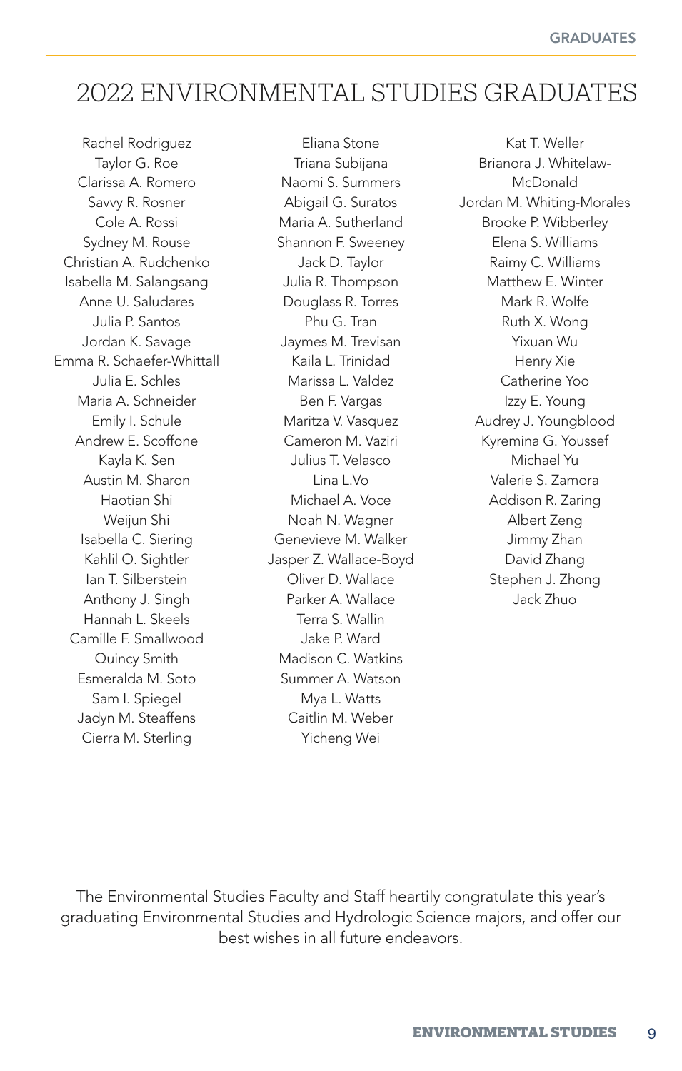# 2022 ENVIRONMENTAL STUDIES GRADUATES

Rachel Rodriguez
Taylor G. Roe
Clarissa A. Romero
Savvy R. Rosner
Cole A. Rossi
Sydney M. Rouse
Christian A. Rudchenko
Isabella M. Salangsang
Anne U. Saludares
Julia P. Santos
Jordan K. Savage
Emma R. Schaefer-Whittall
Julia E. Schles
Maria A. Schneider
Emily I. Schule
Andrew E. Scoffone
Kayla K. Sen
Austin M. Sharon
Haotian Shi
Weijun Shi
Isabella C. Siering
Kahlil O. Sightler
Ian T. Silberstein
Anthony J. Singh
Hannah L. Skeels
Camille F. Smallwood
Quincy Smith
Esmeralda M. Soto
Sam I. Spiegel
Jadyn M. Steaffens
Cierra M. Sterling
Eliana Stone
Triana Subijana
Naomi S. Summers
Abigail G. Suratos
Maria A. Sutherland
Shannon F. Sweeney
Jack D. Taylor
Julia R. Thompson
Douglass R. Torres
Phu G. Tran
Jaymes M. Trevisan
Kaila L. Trinidad
Marissa L. Valdez
Ben F. Vargas
Maritza V. Vasquez
Cameron M. Vaziri
Julius T. Velasco
Lina L.Vo
Michael A. Voce
Noah N. Wagner
Genevieve M. Walker
Jasper Z. Wallace-Boyd
Oliver D. Wallace
Parker A. Wallace
Terra S. Wallin
Jake P. Ward
Madison C. Watkins
Summer A. Watson
Mya L. Watts
Caitlin M. Weber
Yicheng Wei
Kat T. Weller
Brianora J. Whitelaw-McDonald
Jordan M. Whiting-Morales
Brooke P. Wibberley
Elena S. Williams
Raimy C. Williams
Matthew E. Winter
Mark R. Wolfe
Ruth X. Wong
Yixuan Wu
Henry Xie
Catherine Yoo
Izzy E. Young
Audrey J. Youngblood
Kyremina G. Youssef
Michael Yu
Valerie S. Zamora
Addison R. Zaring
Albert Zeng
Jimmy Zhan
David Zhang
Stephen J. Zhong
Jack Zhuo

The Environmental Studies Faculty and Staff heartily congratulate this year's graduating Environmental Studies and Hydrologic Science majors, and offer our best wishes in all future endeavors.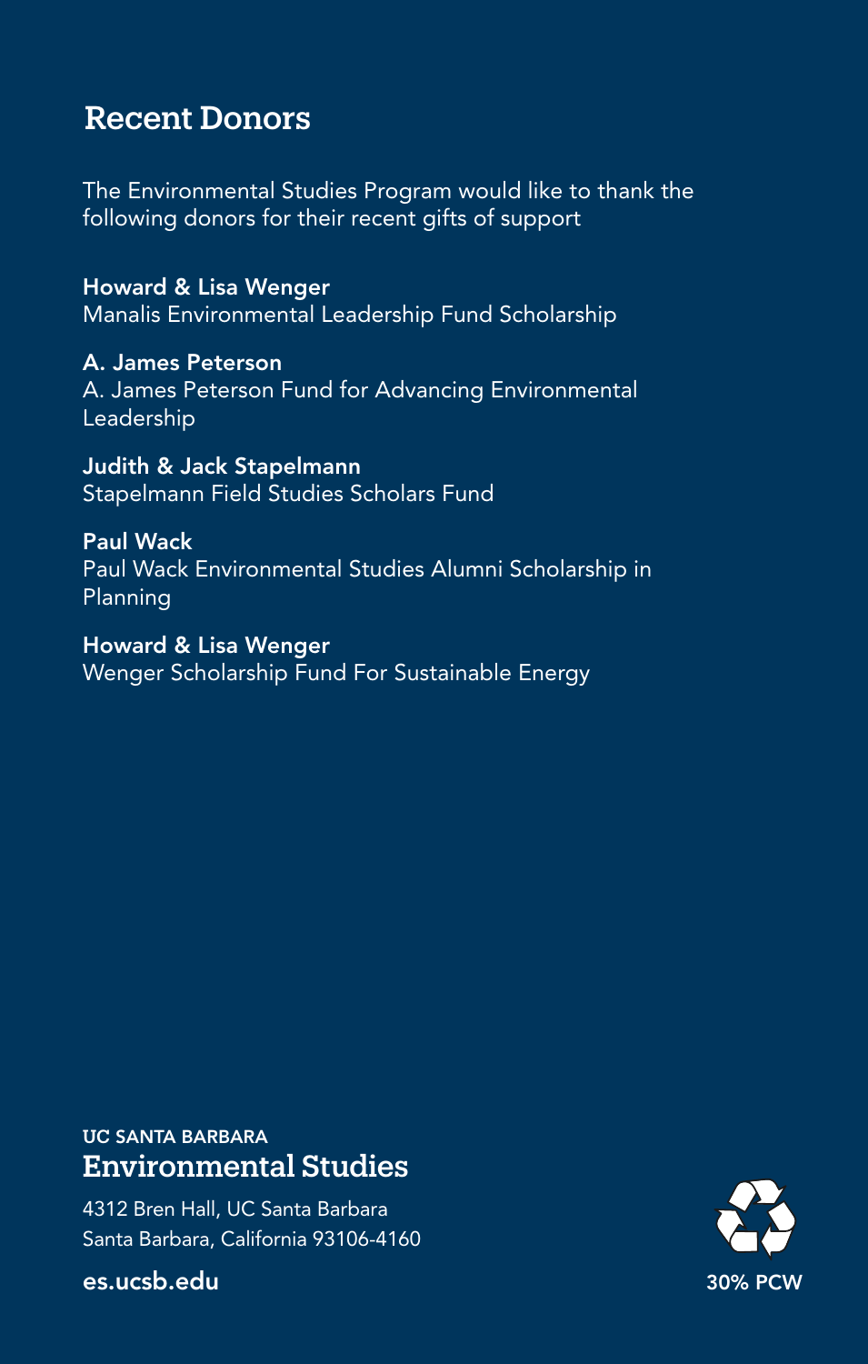## Recent Donors

The Environmental Studies Program would like to thank the following donors for their recent gifts of support

**Howard & Lisa Wenger**
Manalis Environmental Leadership Fund Scholarship

**A. James Peterson**
A. James Peterson Fund for Advancing Environmental Leadership

**Judith & Jack Stapelmann**
Stapelmann Field Studies Scholars Fund

**Paul Wack**
Paul Wack Environmental Studies Alumni Scholarship in Planning

**Howard & Lisa Wenger**
Wenger Scholarship Fund For Sustainable Energy

UC SANTA BARBARA
**Environmental Studies**

4312 Bren Hall, UC Santa Barbara
Santa Barbara, California 93106-4160

**es.ucsb.edu**

30% PCW